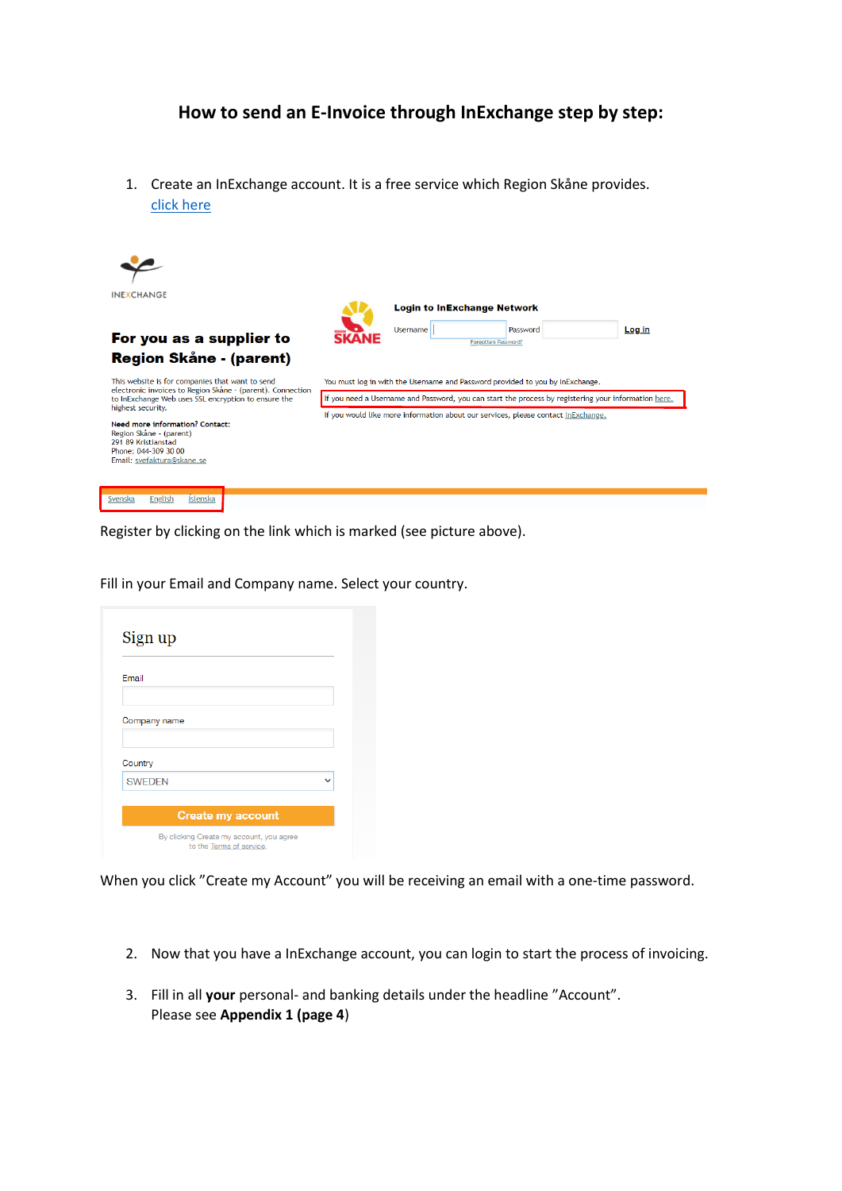## How to send an E-Invoice through InExchange step by step:

1. Create an InExchange account. It is a free service which Region Skåne provides. click here

INEXCHANGE

**For you as a supplier to Region Skåne - (parent)**

This website is for companies that want to send electronic invoices to Region Skåne - (parent). Connection to InExchange Web uses SSL encryption to ensure the highest security.

**Need more information? Contact:**
Region Skåne - (parent)
291 89 Kristianstad
Phone: 044-309 30 00
Email: svefaktura@skane.se

**Login to InExchange Network**

Username Password Log in

Forgotten Password?

You must log in with the Username and Password provided to you by InExchange.

If you need a Username and Password, you can start the process by registering your information here.

If you would like more information about our services, please contact InExchange.

Svenska English Íslenska

Register by clicking on the link which is marked (see picture above).

Fill in your Email and Company name. Select your country.

Sign up

Email

Company name

Country

SWEDEN

Create my account

By clicking Create my account, you agree to the Terms of service.

When you click ”Create my Account” you will be receiving an email with a one-time password.

2. Now that you have a InExchange account, you can login to start the process of invoicing.

3. Fill in all **your** personal- and banking details under the headline ”Account”.
   Please see **Appendix 1 (page 4**)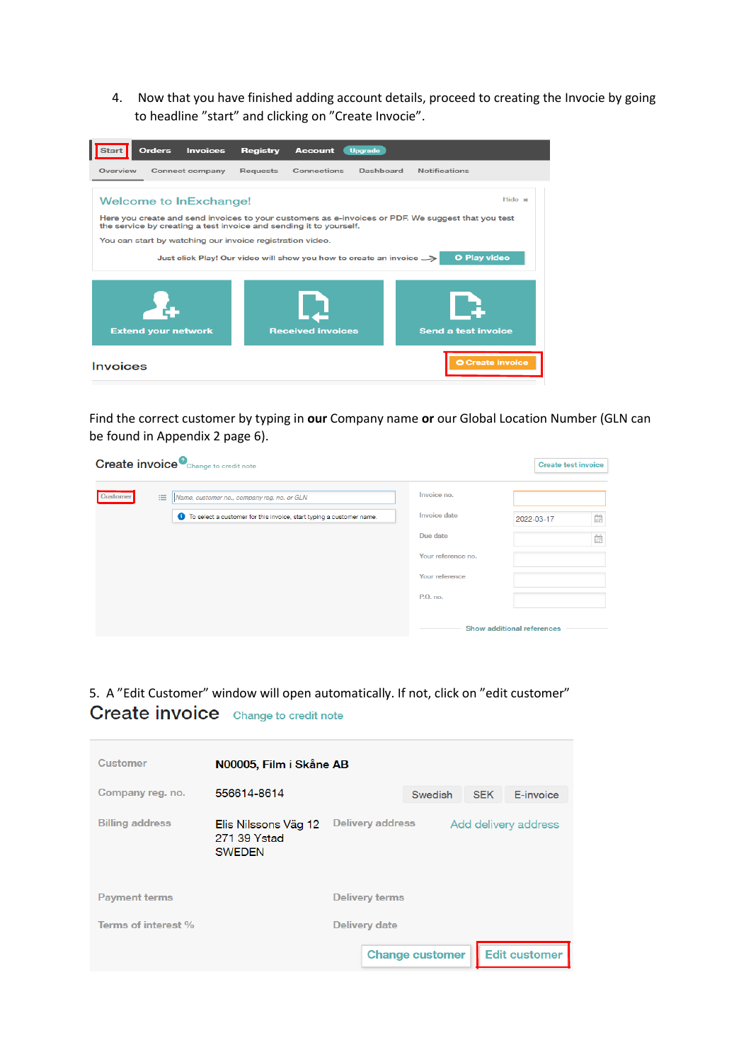4. Now that you have finished adding account details, proceed to creating the Invocie by going to headline ”start” and clicking on ”Create Invocie”.

Find the correct customer by typing in **our** Company name **or** our Global Location Number (GLN can be found in Appendix 2 page 6).

5. A ”Edit Customer” window will open automatically. If not, click on ”edit customer”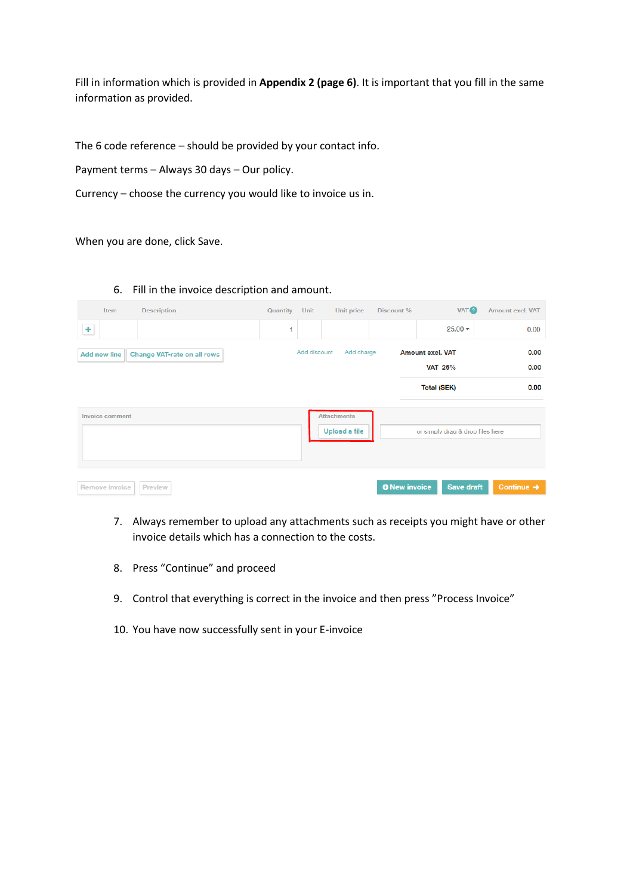Fill in information which is provided in **Appendix 2 (page 6)**. It is important that you fill in the same information as provided.

The 6 code reference – should be provided by your contact info.

Payment terms – Always 30 days – Our policy.

Currency – choose the currency you would like to invoice us in.

When you are done, click Save.

6. Fill in the invoice description and amount.

| Item | Description | Quantity | Unit | Unit price | Discount % | VAT | Amount excl. VAT |
|---|---|---|---|---|---|---|---|
| + | | 1 | | | | 25.00 ▾ | 0.00 |

Add new line | Change VAT-rate on all rows | Add discount | Add charge

| | |
|---|---|
| Amount excl. VAT | 0.00 |
| VAT 25% | 0.00 |
| Total (SEK) | 0.00 |

Invoice comment

Attachments

Upload a file | or simply drag & drop files here

Remove invoice | Preview | New invoice | Save draft | Continue

7. Always remember to upload any attachments such as receipts you might have or other invoice details which has a connection to the costs.
8. Press "Continue" and proceed
9. Control that everything is correct in the invoice and then press "Process Invoice"
10. You have now successfully sent in your E-invoice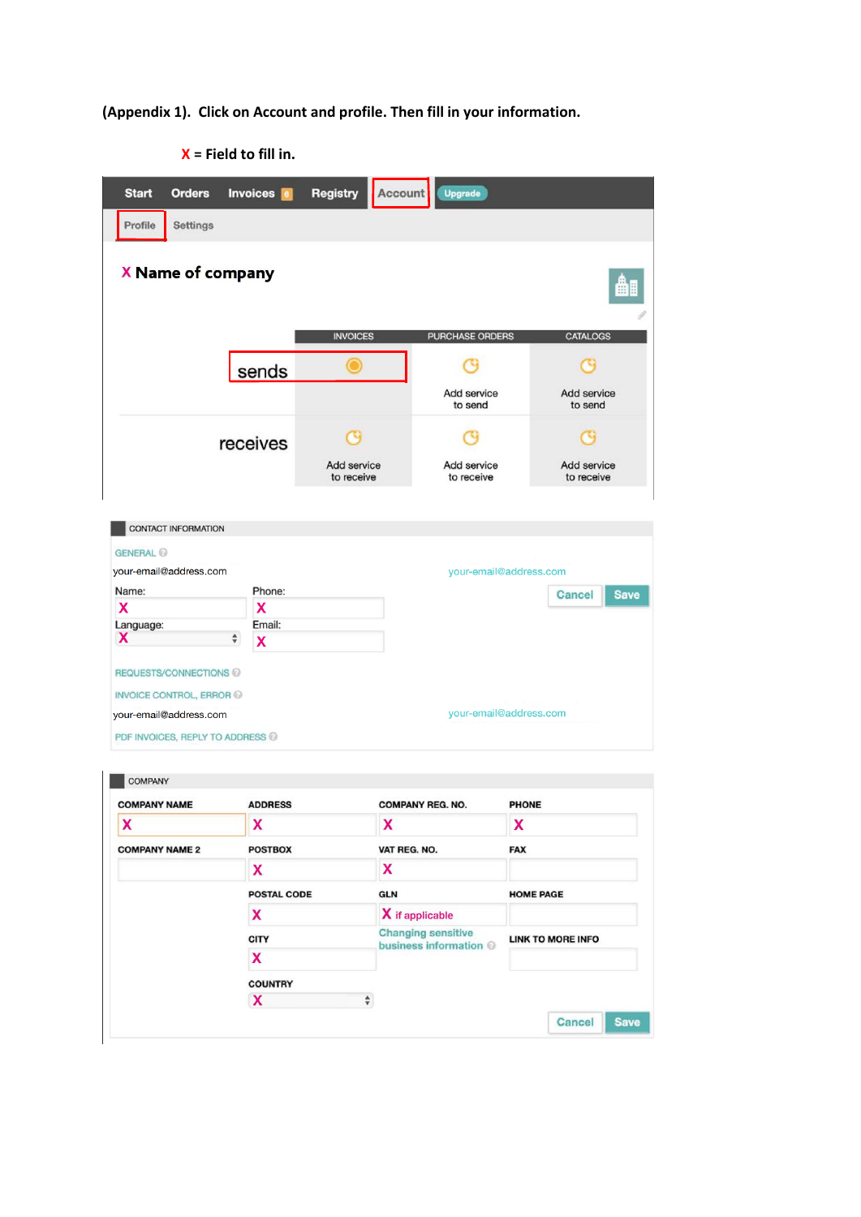**(Appendix 1). Click on Account and profile. Then fill in your information.**

**X = Field to fill in.**

Start | Orders | Invoices | Registry | Account | Upgrade

Profile | Settings

**X Name of company**

| | INVOICES | PURCHASE ORDERS | CATALOGS |
|---|---|---|---|
| sends | | Add service to send | Add service to send |
| receives | Add service to receive | Add service to receive | Add service to receive |

CONTACT INFORMATION

GENERAL

your-email@address.com — your-email@address.com

Name: X — Phone: X

Language: X — Email: X

Cancel | Save

REQUESTS/CONNECTIONS

INVOICE CONTROL, ERROR

your-email@address.com — your-email@address.com

PDF INVOICES, REPLY TO ADDRESS

COMPANY

| COMPANY NAME | ADDRESS | COMPANY REG. NO. | PHONE |
|---|---|---|---|
| X | X | X | X |
| **COMPANY NAME 2** | **POSTBOX** | **VAT REG. NO.** | **FAX** |
| | X | X | |
| | **POSTAL CODE** | **GLN** | **HOME PAGE** |
| | X | X if applicable | |
| | **CITY** | Changing sensitive business information | **LINK TO MORE INFO** |
| | X | | |
| | **COUNTRY** | | |
| | X | | |

Cancel | Save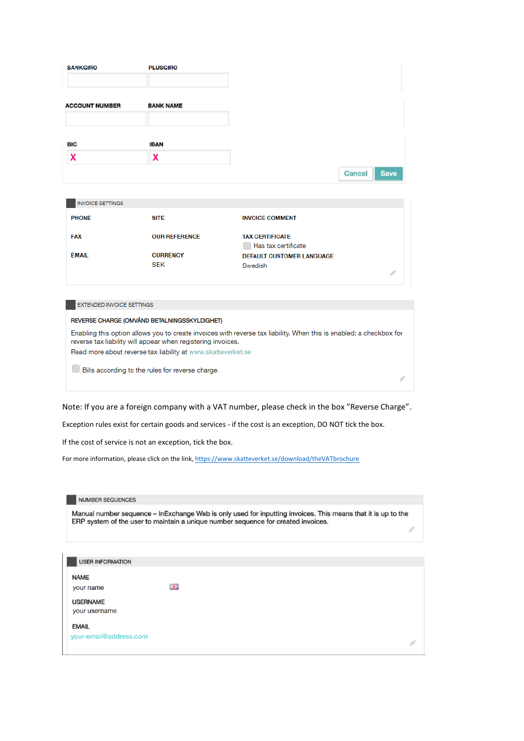| BANKGIRO | PLUSGIRO |
|---|---|
| | |

| ACCOUNT NUMBER | BANK NAME |
|---|---|
| | |

| BIC | IBAN |
|---|---|
| X | X |

Cancel Save

INVOICE SETTINGS

| PHONE | SITE | INVOICE COMMENT |
|---|---|---|
| FAX | OUR REFERENCE | TAX CERTIFICATE<br>Has tax certificate |
| EMAIL | CURRENCY<br>SEK | DEFAULT CUSTOMER LANGUAGE<br>Swedish |

EXTENDED INVOICE SETTINGS

REVERSE CHARGE (OMVÄND BETALNINGSSKYLDIGHET)

Enabling this option allows you to create invoices with reverse tax liability. When this is enabled: a checkbox for reverse tax liability will appear when registering invoices.

Read more about reverse tax liability at www.skatteverket.se

☐ Bills according to the rules for reverse charge.

Note: If you are a foreign company with a VAT number, please check in the box ”Reverse Charge”.

Exception rules exist for certain goods and services - if the cost is an exception, DO NOT tick the box.

If the cost of service is not an exception, tick the box.

For more information, please click on the link, https://www.skatteverket.se/download/theVATbrochure

NUMBER SEQUENCES

Manual number sequence – InExchange Web is only used for inputting invoices. This means that it is up to the ERP system of the user to maintain a unique number sequence for created invoices.

USER INFORMATION

NAME
your name

USERNAME
your username

EMAIL
your-email@address.com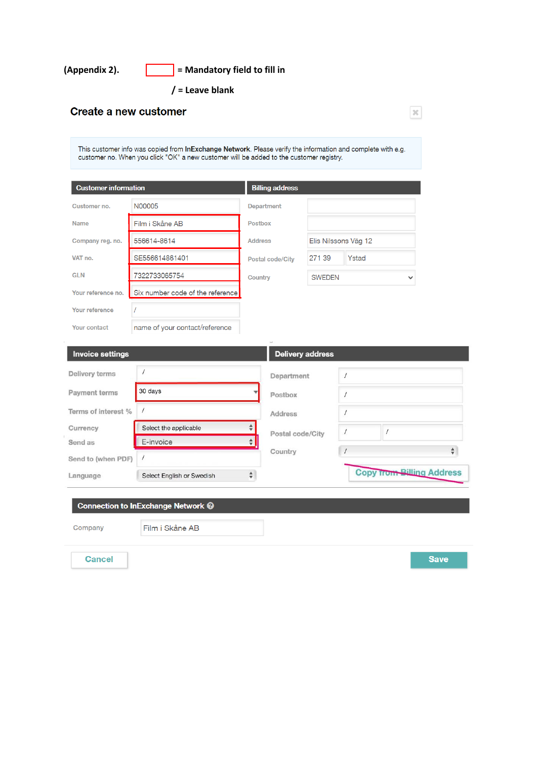**(Appendix 2).** ☐ **= Mandatory field to fill in**

**/ = Leave blank**

## Create a new customer

This customer info was copied from **InExchange Network**. Please verify the information and complete with e.g. customer no. When you click "OK" a new customer will be added to the customer registry.

| Customer information | | Billing address | |
|---|---|---|---|
| Customer no. | N00005 | Department | |
| Name | Film i Skåne AB | Postbox | |
| Company reg. no. | 556614-8614 | Address | Elis Nilssons Väg 12 |
| VAT no. | SE556614861401 | Postal code/City | 271 39 Ystad |
| GLN | 7322733065754 | Country | SWEDEN |
| Your reference no. | Six number code of the reference | | |
| Your reference | / | | |
| Your contact | name of your contact/reference | | |

| Invoice settings | | Delivery address | |
|---|---|---|---|
| Delivery terms | / | Department | / |
| Payment terms | 30 days | Postbox | / |
| Terms of interest % | / | Address | / |
| Currency | Select the applicable | Postal code/City | / / |
| Send as | E-invoice | Country | / |
| Send to (when PDF) | / | | |
| Language | Select English or Swedish | | ~~Copy from Billing Address~~ |

**Connection to InExchange Network**

Company: Film i Skåne AB

Cancel | Save